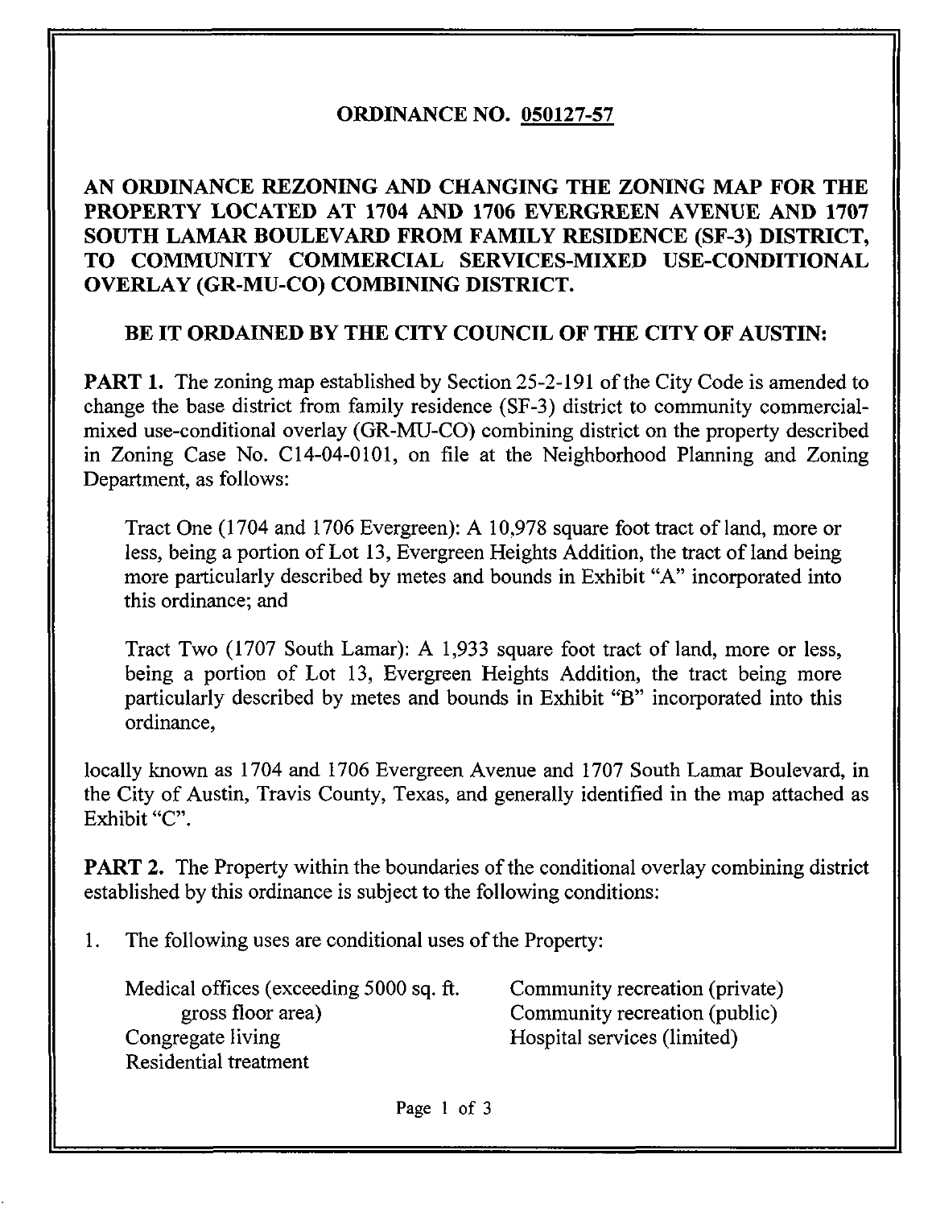# ORDINANCE NO. 050127-57

## AN ORDINANCE REZONING AND CHANGING THE ZONING MAP FOR THE PROPERTY LOCATED AT 1704 AND 1706 EVERGREEN AVENUE AND 1707 SOUTH LAMAR BOULEVARD FROM FAMILY RESIDENCE (SF-3) DISTRICT, TO COMMUNITY COMMERCIAL SERVICES-MIXED USE-CONDITIONAL OVERLAY (GR-MU-CO) COMBINING DISTRICT.

**BE IT ORDAINED BY THE CITY COUNCIL OF THE CITY OF AUSTIN:**

**PART 1.** The zoning map established by Section 25-2-191 of the City Code is amended to change the base district from family residence (SF-3) district to community commercial-mixed use-conditional overlay (GR-MU-CO) combining district on the property described in Zoning Case No. C14-04-0101, on file at the Neighborhood Planning and Zoning Department, as follows:

> Tract One (1704 and 1706 Evergreen): A 10,978 square foot tract of land, more or less, being a portion of Lot 13, Evergreen Heights Addition, the tract of land being more particularly described by metes and bounds in Exhibit "A" incorporated into this ordinance; and
>
> Tract Two (1707 South Lamar): A 1,933 square foot tract of land, more or less, being a portion of Lot 13, Evergreen Heights Addition, the tract being more particularly described by metes and bounds in Exhibit "B" incorporated into this ordinance,

locally known as 1704 and 1706 Evergreen Avenue and 1707 South Lamar Boulevard, in the City of Austin, Travis County, Texas, and generally identified in the map attached as Exhibit "C".

**PART 2.** The Property within the boundaries of the conditional overlay combining district established by this ordinance is subject to the following conditions:

1. The following uses are conditional uses of the Property:

   - Medical offices (exceeding 5000 sq. ft. gross floor area)
   - Congregate living
   - Residential treatment
   - Community recreation (private)
   - Community recreation (public)
   - Hospital services (limited)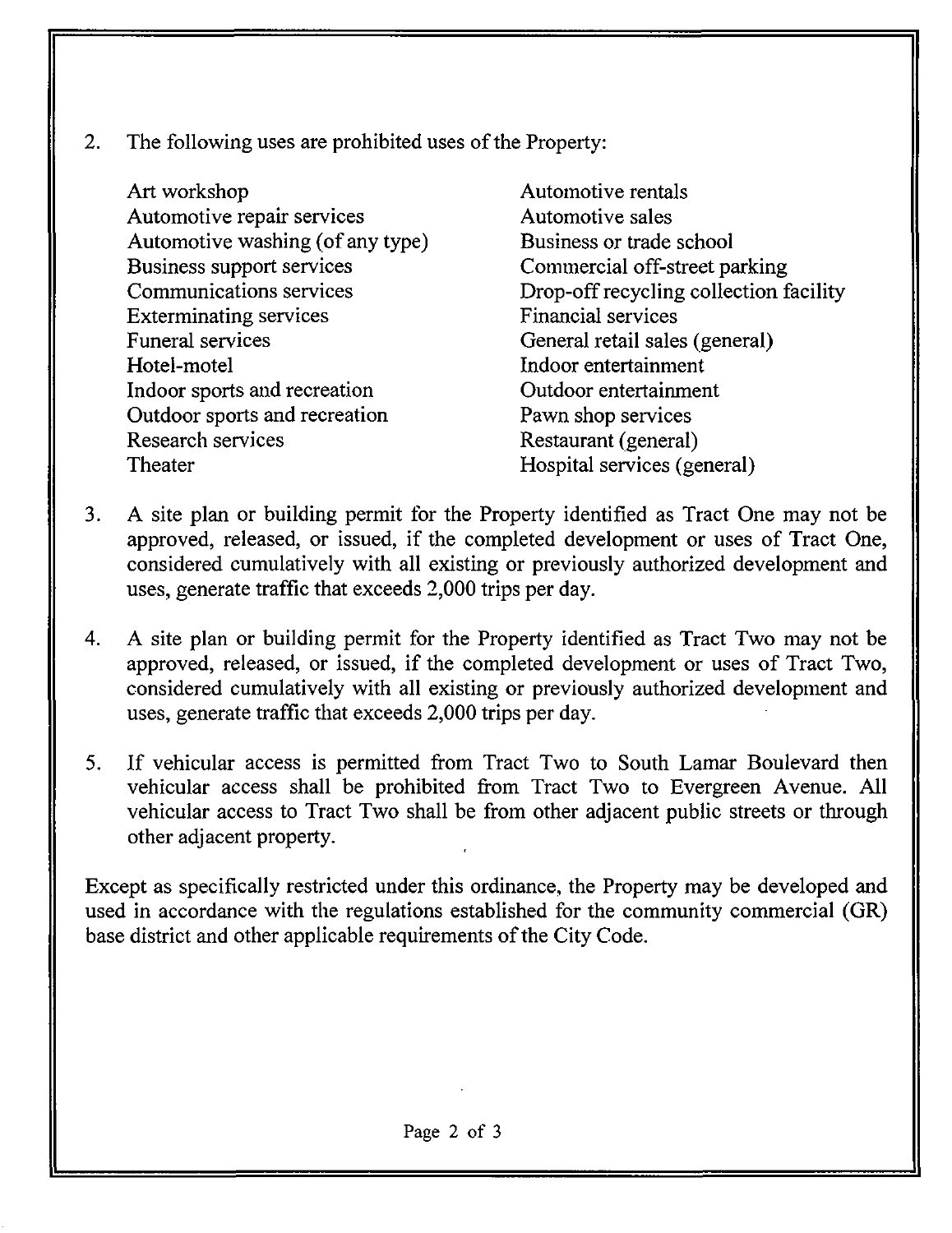2. The following uses are prohibited uses of the Property:

| | |
|---|---|
| Art workshop | Automotive rentals |
| Automotive repair services | Automotive sales |
| Automotive washing (of any type) | Business or trade school |
| Business support services | Commercial off-street parking |
| Communications services | Drop-off recycling collection facility |
| Exterminating services | Financial services |
| Funeral services | General retail sales (general) |
| Hotel-motel | Indoor entertainment |
| Indoor sports and recreation | Outdoor entertainment |
| Outdoor sports and recreation | Pawn shop services |
| Research services | Restaurant (general) |
| Theater | Hospital services (general) |

3. A site plan or building permit for the Property identified as Tract One may not be approved, released, or issued, if the completed development or uses of Tract One, considered cumulatively with all existing or previously authorized development and uses, generate traffic that exceeds 2,000 trips per day.

4. A site plan or building permit for the Property identified as Tract Two may not be approved, released, or issued, if the completed development or uses of Tract Two, considered cumulatively with all existing or previously authorized development and uses, generate traffic that exceeds 2,000 trips per day.

5. If vehicular access is permitted from Tract Two to South Lamar Boulevard then vehicular access shall be prohibited from Tract Two to Evergreen Avenue. All vehicular access to Tract Two shall be from other adjacent public streets or through other adjacent property.

Except as specifically restricted under this ordinance, the Property may be developed and used in accordance with the regulations established for the community commercial (GR) base district and other applicable requirements of the City Code.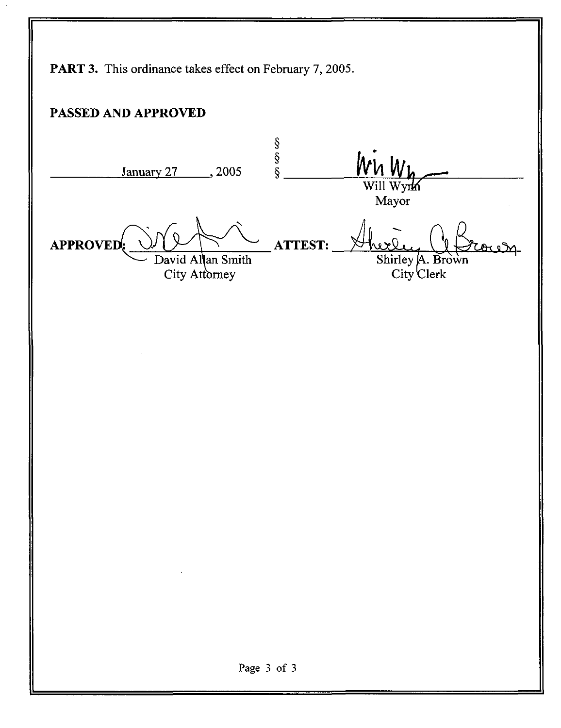**PART 3.** This ordinance takes effect on February 7, 2005.

**PASSED AND APPROVED**

January 27, 2005 § § §

Will Wynn
Mayor

**APPROVED:** David Allan Smith
City Attorney

**ATTEST:** Shirley A. Brown
City Clerk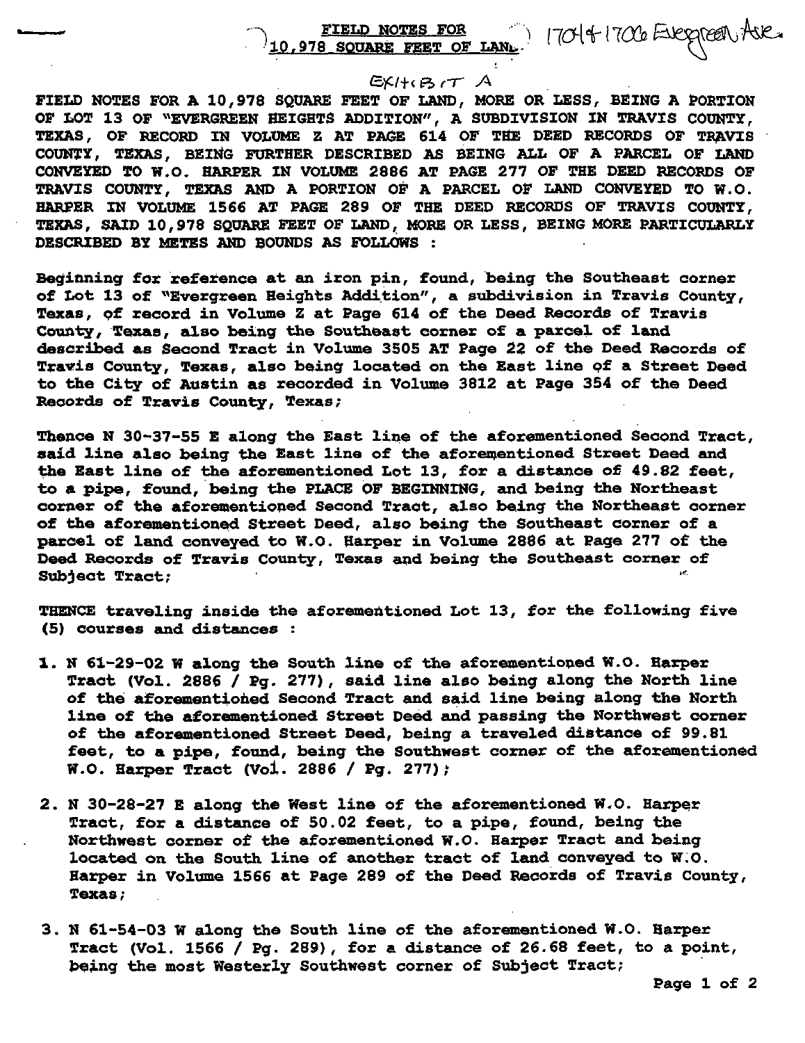# FIELD NOTES FOR 10,978 SQUARE FEET OF LAND

1704 & 1706 Evergreen Ave.

EXHIBIT A

FIELD NOTES FOR A 10,978 SQUARE FEET OF LAND, MORE OR LESS, BEING A PORTION OF LOT 13 OF "EVERGREEN HEIGHTS ADDITION", A SUBDIVISION IN TRAVIS COUNTY, TEXAS, OF RECORD IN VOLUME Z AT PAGE 614 OF THE DEED RECORDS OF TRAVIS COUNTY, TEXAS, BEING FURTHER DESCRIBED AS BEING ALL OF A PARCEL OF LAND CONVEYED TO W.O. HARPER IN VOLUME 2886 AT PAGE 277 OF THE DEED RECORDS OF TRAVIS COUNTY, TEXAS AND A PORTION OF A PARCEL OF LAND CONVEYED TO W.O. HARPER IN VOLUME 1566 AT PAGE 289 OF THE DEED RECORDS OF TRAVIS COUNTY, TEXAS, SAID 10,978 SQUARE FEET OF LAND, MORE OR LESS, BEING MORE PARTICULARLY DESCRIBED BY METES AND BOUNDS AS FOLLOWS :

Beginning for reference at an iron pin, found, being the Southeast corner of Lot 13 of "Evergreen Heights Addition", a subdivision in Travis County, Texas, of record in Volume Z at Page 614 of the Deed Records of Travis County, Texas, also being the Southeast corner of a parcel of land described as Second Tract in Volume 3505 AT Page 22 of the Deed Records of Travis County, Texas, also being located on the East line of a Street Deed to the City of Austin as recorded in Volume 3812 at Page 354 of the Deed Records of Travis County, Texas;

Thence N 30-37-55 E along the East line of the aforementioned Second Tract, said line also being the East line of the aforementioned Street Deed and the East line of the aforementioned Lot 13, for a distance of 49.82 feet, to a pipe, found, being the PLACE OF BEGINNING, and being the Northeast corner of the aforementioned Second Tract, also being the Northeast corner of the aforementioned Street Deed, also being the Southeast corner of a parcel of land conveyed to W.O. Harper in Volume 2886 at Page 277 of the Deed Records of Travis County, Texas and being the Southeast corner of Subject Tract;

THENCE traveling inside the aforementioned Lot 13, for the following five (5) courses and distances :

1. N 61-29-02 W along the South line of the aforementioned W.O. Harper Tract (Vol. 2886 / Pg. 277), said line also being along the North line of the aforementioned Second Tract and said line being along the North line of the aforementioned Street Deed and passing the Northwest corner of the aforementioned Street Deed, being a traveled distance of 99.81 feet, to a pipe, found, being the Southwest corner of the aforementioned W.O. Harper Tract (Vol. 2886 / Pg. 277);
2. N 30-28-27 E along the West line of the aforementioned W.O. Harper Tract, for a distance of 50.02 feet, to a pipe, found, being the Northwest corner of the aforementioned W.O. Harper Tract and being located on the South line of another tract of land conveyed to W.O. Harper in Volume 1566 at Page 289 of the Deed Records of Travis County, Texas;
3. N 61-54-03 W along the South line of the aforementioned W.O. Harper Tract (Vol. 1566 / Pg. 289), for a distance of 26.68 feet, to a point, being the most Westerly Southwest corner of Subject Tract;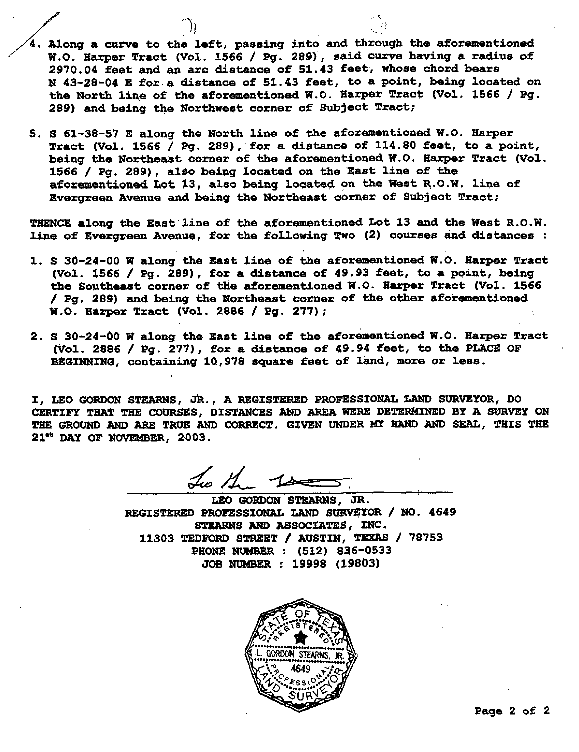4. Along a curve to the left, passing into and through the aforementioned W.O. Harper Tract (Vol. 1566 / Pg. 289), said curve having a radius of 2970.04 feet and an arc distance of 51.43 feet, whose chord bears N 43-28-04 E for a distance of 51.43 feet, to a point, being located on the North line of the aforementioned W.O. Harper Tract (Vol. 1566 / Pg. 289) and being the Northwest corner of Subject Tract;

5. S 61-38-57 E along the North line of the aforementioned W.O. Harper Tract (Vol. 1566 / Pg. 289), for a distance of 114.80 feet, to a point, being the Northeast corner of the aforementioned W.O. Harper Tract (Vol. 1566 / Pg. 289), also being located on the East line of the aforementioned Lot 13, also being located on the West R.O.W. line of Evergreen Avenue and being the Northeast corner of Subject Tract;

THENCE along the East line of the aforementioned Lot 13 and the West R.O.W. line of Evergreen Avenue, for the following Two (2) courses and distances :

1. S 30-24-00 W along the East line of the aforementioned W.O. Harper Tract (Vol. 1566 / Pg. 289), for a distance of 49.93 feet, to a point, being the Southeast corner of the aforementioned W.O. Harper Tract (Vol. 1566 / Pg. 289) and being the Northeast corner of the other aforementioned W.O. Harper Tract (Vol. 2886 / Pg. 277);

2. S 30-24-00 W along the East line of the aforementioned W.O. Harper Tract (Vol. 2886 / Pg. 277), for a distance of 49.94 feet, to the PLACE OF BEGINNING, containing 10,978 square feet of land, more or less.

I, LEO GORDON STEARNS, JR., A REGISTERED PROFESSIONAL LAND SURVEYOR, DO CERTIFY THAT THE COURSES, DISTANCES AND AREA WERE DETERMINED BY A SURVEY ON THE GROUND AND ARE TRUE AND CORRECT. GIVEN UNDER MY HAND AND SEAL, THIS THE 21st DAY OF NOVEMBER, 2003.

LEO GORDON STEARNS, JR.
REGISTERED PROFESSIONAL LAND SURVEYOR / NO. 4649
STEARNS AND ASSOCIATES, INC.
11303 TEDFORD STREET / AUSTIN, TEXAS / 78753
PHONE NUMBER : (512) 836-0533
JOB NUMBER : 19998 (19803)

STATE OF TEXAS
REGISTERED
L. GORDON STEARNS, JR.
4649
PROFESSIONAL
LAND SURVEYOR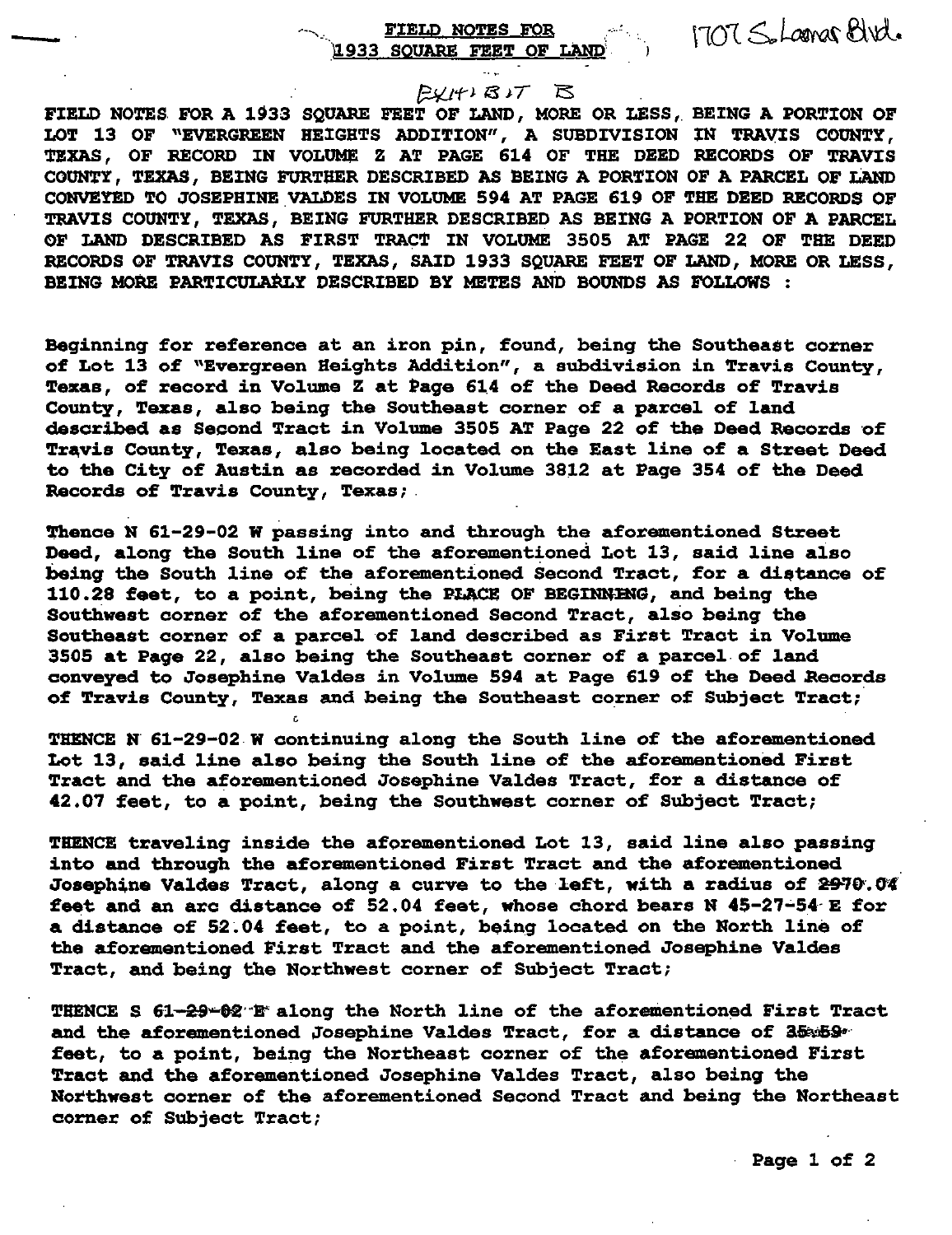1707 S. Lamar Blvd.

## FIELD NOTES FOR 1933 SQUARE FEET OF LAND

EXHIBIT B

**FIELD NOTES FOR A 1933 SQUARE FEET OF LAND, MORE OR LESS, BEING A PORTION OF LOT 13 OF "EVERGREEN HEIGHTS ADDITION", A SUBDIVISION IN TRAVIS COUNTY, TEXAS, OF RECORD IN VOLUME Z AT PAGE 614 OF THE DEED RECORDS OF TRAVIS COUNTY, TEXAS, BEING FURTHER DESCRIBED AS BEING A PORTION OF A PARCEL OF LAND CONVEYED TO JOSEPHINE VALDES IN VOLUME 594 AT PAGE 619 OF THE DEED RECORDS OF TRAVIS COUNTY, TEXAS, BEING FURTHER DESCRIBED AS BEING A PORTION OF A PARCEL OF LAND DESCRIBED AS FIRST TRACT IN VOLUME 3505 AT PAGE 22 OF THE DEED RECORDS OF TRAVIS COUNTY, TEXAS, SAID 1933 SQUARE FEET OF LAND, MORE OR LESS, BEING MORE PARTICULARLY DESCRIBED BY METES AND BOUNDS AS FOLLOWS :**

Beginning for reference at an iron pin, found, being the Southeast corner of Lot 13 of "Evergreen Heights Addition", a subdivision in Travis County, Texas, of record in Volume Z at Page 614 of the Deed Records of Travis County, Texas, also being the Southeast corner of a parcel of land described as Second Tract in Volume 3505 AT Page 22 of the Deed Records of Travis County, Texas, also being located on the East line of a Street Deed to the City of Austin as recorded in Volume 3812 at Page 354 of the Deed Records of Travis County, Texas;

Thence N 61-29-02 W passing into and through the aforementioned Street Deed, along the South line of the aforementioned Lot 13, said line also being the South line of the aforementioned Second Tract, for a distance of 110.28 feet, to a point, being the PLACE OF BEGINNING, and being the Southwest corner of the aforementioned Second Tract, also being the Southeast corner of a parcel of land described as First Tract in Volume 3505 at Page 22, also being the Southeast corner of a parcel of land conveyed to Josephine Valdes in Volume 594 at Page 619 of the Deed Records of Travis County, Texas and being the Southeast corner of Subject Tract;

THENCE N 61-29-02 W continuing along the South line of the aforementioned Lot 13, said line also being the South line of the aforementioned First Tract and the aforementioned Josephine Valdes Tract, for a distance of 42.07 feet, to a point, being the Southwest corner of Subject Tract;

THENCE traveling inside the aforementioned Lot 13, said line also passing into and through the aforementioned First Tract and the aforementioned Josephine Valdes Tract, along a curve to the left, with a radius of 2970.04 feet and an arc distance of 52.04 feet, whose chord bears N 45-27-54 E for a distance of 52.04 feet, to a point, being located on the North line of the aforementioned First Tract and the aforementioned Josephine Valdes Tract, and being the Northwest corner of Subject Tract;

THENCE S 61-29-02 E along the North line of the aforementioned First Tract and the aforementioned Josephine Valdes Tract, for a distance of 35.59 feet, to a point, being the Northeast corner of the aforementioned First Tract and the aforementioned Josephine Valdes Tract, also being the Northwest corner of the aforementioned Second Tract and being the Northeast corner of Subject Tract;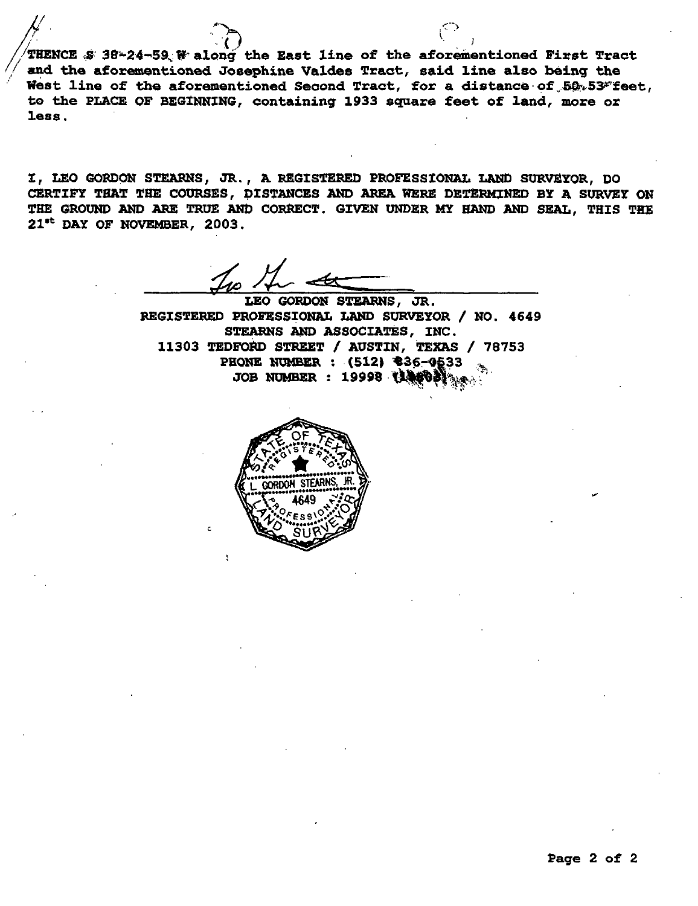THENCE S 38-24-59 W along the East line of the aforementioned First Tract and the aforementioned Josephine Valdes Tract, said line also being the West line of the aforementioned Second Tract, for a distance of 50.53 feet, to the PLACE OF BEGINNING, containing 1933 square feet of land, more or less.

I, LEO GORDON STEARNS, JR., A REGISTERED PROFESSIONAL LAND SURVEYOR, DO CERTIFY THAT THE COURSES, DISTANCES AND AREA WERE DETERMINED BY A SURVEY ON THE GROUND AND ARE TRUE AND CORRECT. GIVEN UNDER MY HAND AND SEAL, THIS THE 21st DAY OF NOVEMBER, 2003.

LEO GORDON STEARNS, JR.
REGISTERED PROFESSIONAL LAND SURVEYOR / NO. 4649
STEARNS AND ASSOCIATES, INC.
11303 TEDFORD STREET / AUSTIN, TEXAS / 78753
PHONE NUMBER : (512) 836-0533
JOB NUMBER : 19998 (18603)

STATE OF TEXAS
REGISTERED
L. GORDON STEARNS, JR.
4649
PROFESSIONAL
LAND SURVEYOR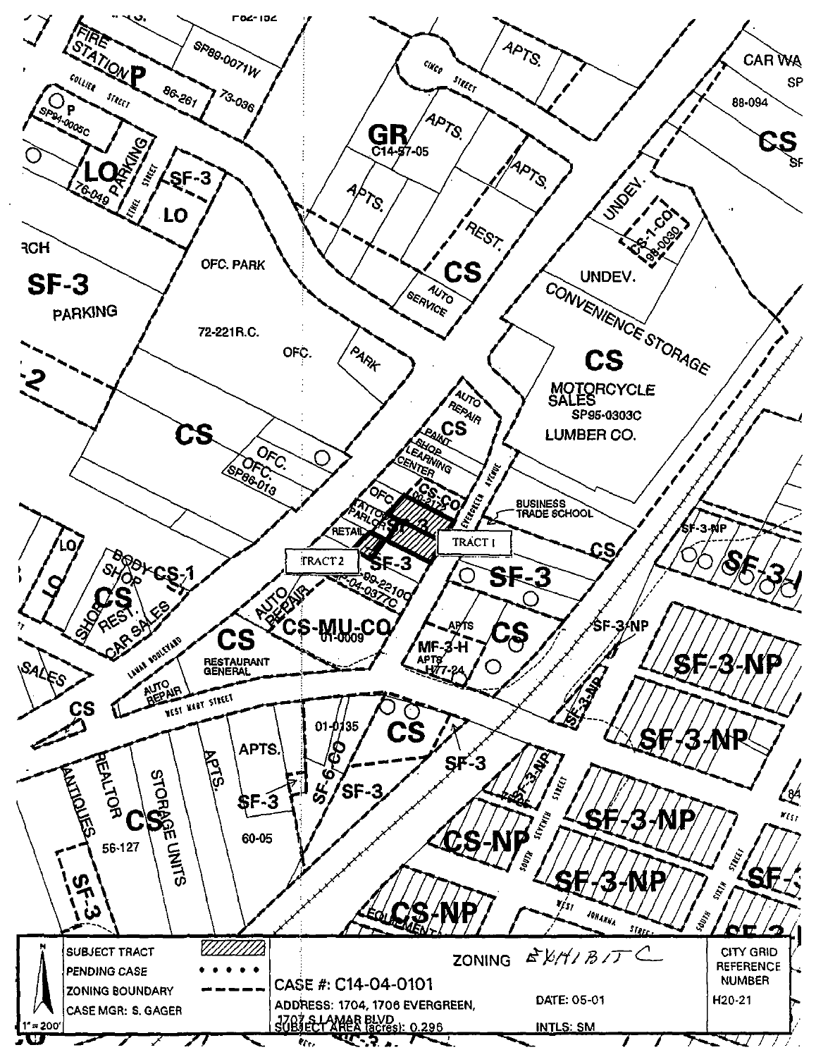SUBJECT TRACT

PENDING CASE

ZONING BOUNDARY

CASE MGR: S. GAGER

1" = 200'

ZONING EXHIBIT C

CASE #: C14-04-0101

ADDRESS: 1704, 1706 EVERGREEN, 1707 S LAMAR BLVD

SUBJECT AREA (acres): 0.296

DATE: 05-01

INTLS: SM

CITY GRID REFERENCE NUMBER

H20-21